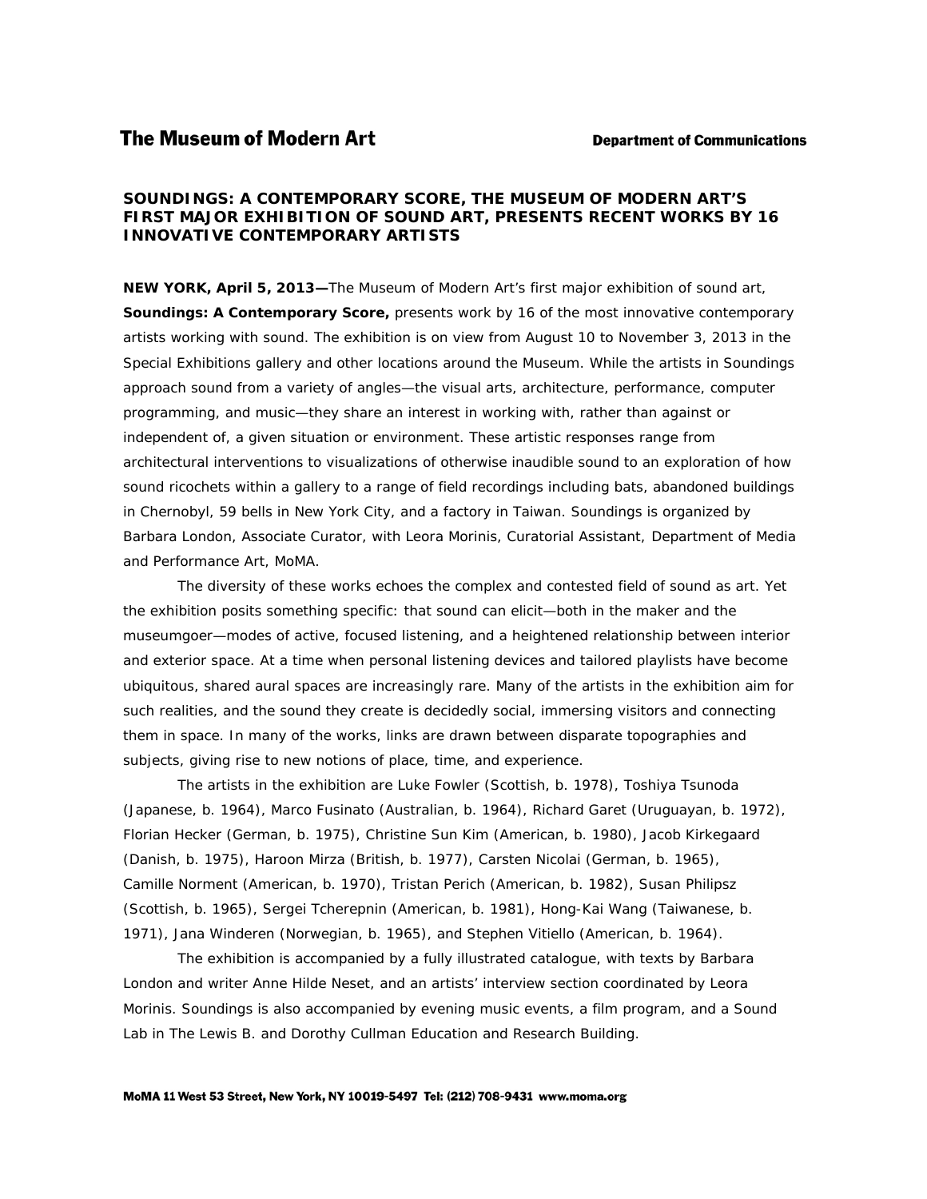The Museum of Modern Art Department of Communications

**SOUNDINGS: A CONTEMPORARY SCORE, THE MUSEUM OF MODERN ART'S FIRST MAJOR EXHIBITION OF SOUND ART, PRESENTS RECENT WORKS BY 16 INNOVATIVE CONTEMPORARY ARTISTS**

**NEW YORK, April 5, 2013—**The Museum of Modern Art's first major exhibition of sound art, **Soundings: A Contemporary Score,** presents work by 16 of the most innovative contemporary artists working with sound. The exhibition is on view from August 10 to November 3, 2013 in the Special Exhibitions gallery and other locations around the Museum. While the artists in Soundings approach sound from a variety of angles—the visual arts, architecture, performance, computer programming, and music—they share an interest in working with, rather than against or independent of, a given situation or environment. These artistic responses range from architectural interventions to visualizations of otherwise inaudible sound to an exploration of how sound ricochets within a gallery to a range of field recordings including bats, abandoned buildings in Chernobyl, 59 bells in New York City, and a factory in Taiwan. Soundings is organized by Barbara London, Associate Curator, with Leora Morinis, Curatorial Assistant, Department of Media and Performance Art, MoMA.

The diversity of these works echoes the complex and contested field of sound as art. Yet the exhibition posits something specific: that sound can elicit—both in the maker and the museumgoer—modes of active, focused listening, and a heightened relationship between interior and exterior space. At a time when personal listening devices and tailored playlists have become ubiquitous, shared aural spaces are increasingly rare. Many of the artists in the exhibition aim for such realities, and the sound they create is decidedly social, immersing visitors and connecting them in space. In many of the works, links are drawn between disparate topographies and subjects, giving rise to new notions of place, time, and experience.

The artists in the exhibition are Luke Fowler (Scottish, b. 1978), Toshiya Tsunoda (Japanese, b. 1964), Marco Fusinato (Australian, b. 1964), Richard Garet (Uruguayan, b. 1972), Florian Hecker (German, b. 1975), Christine Sun Kim (American, b. 1980), Jacob Kirkegaard (Danish, b. 1975), Haroon Mirza (British, b. 1977), Carsten Nicolai (German, b. 1965), Camille Norment (American, b. 1970), Tristan Perich (American, b. 1982), Susan Philipsz (Scottish, b. 1965), Sergei Tcherepnin (American, b. 1981), Hong-Kai Wang (Taiwanese, b. 1971), Jana Winderen (Norwegian, b. 1965), and Stephen Vitiello (American, b. 1964).

The exhibition is accompanied by a fully illustrated catalogue, with texts by Barbara London and writer Anne Hilde Neset, and an artists' interview section coordinated by Leora Morinis. Soundings is also accompanied by evening music events, a film program, and a Sound Lab in The Lewis B. and Dorothy Cullman Education and Research Building.

MoMA 11 West 53 Street, New York, NY 10019-5497 Tel: (212) 708-9431 www.moma.org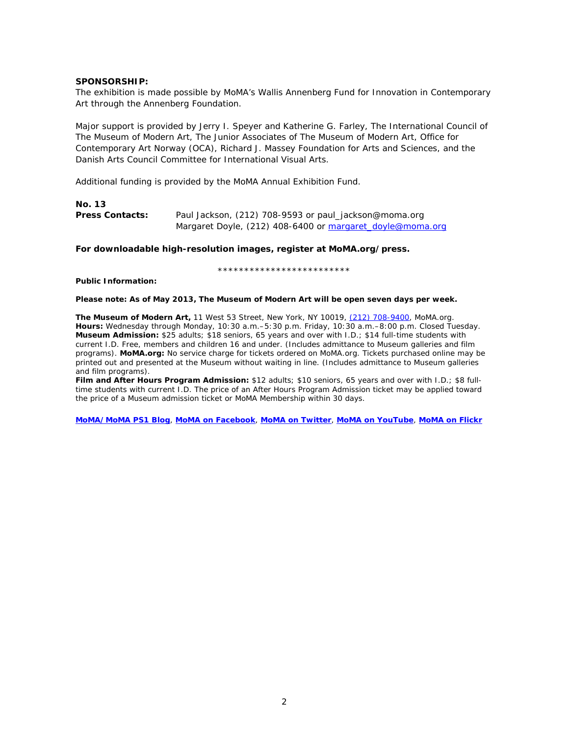**SPONSORSHIP:**

The exhibition is made possible by MoMA's Wallis Annenberg Fund for Innovation in Contemporary Art through the Annenberg Foundation.

Major support is provided by Jerry I. Speyer and Katherine G. Farley, The International Council of The Museum of Modern Art, The Junior Associates of The Museum of Modern Art, Office for Contemporary Art Norway (OCA), Richard J. Massey Foundation for Arts and Sciences, and the Danish Arts Council Committee for International Visual Arts.

Additional funding is provided by the MoMA Annual Exhibition Fund.

**No. 13**

**Press Contacts:** Paul Jackson, (212) 708-9593 or paul_jackson@moma.org
Margaret Doyle, (212) 408-6400 or margaret_doyle@moma.org

**For downloadable high-resolution images, register at MoMA.org/press.**

*************************

**Public Information:**

**Please note: As of May 2013, The Museum of Modern Art will be open seven days per week.**

**The Museum of Modern Art,** 11 West 53 Street, New York, NY 10019, (212) 708-9400, MoMA.org.
**Hours:** Wednesday through Monday, 10:30 a.m.–5:30 p.m. Friday, 10:30 a.m.–8:00 p.m. Closed Tuesday.
**Museum Admission:** $25 adults; $18 seniors, 65 years and over with I.D.; $14 full-time students with current I.D. Free, members and children 16 and under. (Includes admittance to Museum galleries and film programs). **MoMA.org:** No service charge for tickets ordered on MoMA.org. Tickets purchased online may be printed out and presented at the Museum without waiting in line. (Includes admittance to Museum galleries and film programs).
**Film and After Hours Program Admission:** $12 adults; $10 seniors, 65 years and over with I.D.; $8 full-time students with current I.D. The price of an After Hours Program Admission ticket may be applied toward the price of a Museum admission ticket or MoMA Membership within 30 days.

**MoMA/MoMA PS1 Blog**, **MoMA on Facebook**, **MoMA on Twitter**, **MoMA on YouTube**, **MoMA on Flickr**